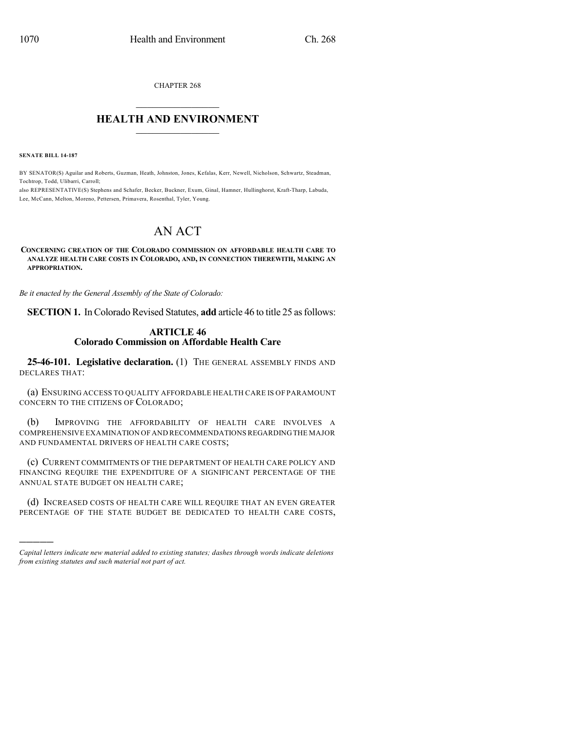CHAPTER 268

## HEALTH AND ENVIRONMENT

**SENATE BILL 14-187**

BY SENATOR(S) Aguilar and Roberts, Guzman, Heath, Johnston, Jones, Kefalas, Kerr, Newell, Nicholson, Schwartz, Steadman, Tochtrop, Todd, Ulibarri, Carroll;
also REPRESENTATIVE(S) Stephens and Schafer, Becker, Buckner, Exum, Ginal, Hamner, Hullinghorst, Kraft-Tharp, Labuda, Lee, McCann, Melton, Moreno, Pettersen, Primavera, Rosenthal, Tyler, Young.

# AN ACT

**CONCERNING CREATION OF THE COLORADO COMMISSION ON AFFORDABLE HEALTH CARE TO ANALYZE HEALTH CARE COSTS IN COLORADO, AND, IN CONNECTION THEREWITH, MAKING AN APPROPRIATION.**

*Be it enacted by the General Assembly of the State of Colorado:*

**SECTION 1.** In Colorado Revised Statutes, **add** article 46 to title 25 as follows:

### ARTICLE 46
### Colorado Commission on Affordable Health Care

**25-46-101. Legislative declaration.** (1) THE GENERAL ASSEMBLY FINDS AND DECLARES THAT:

(a) ENSURING ACCESS TO QUALITY AFFORDABLE HEALTH CARE IS OF PARAMOUNT CONCERN TO THE CITIZENS OF COLORADO;

(b) IMPROVING THE AFFORDABILITY OF HEALTH CARE INVOLVES A COMPREHENSIVE EXAMINATION OF AND RECOMMENDATIONS REGARDING THE MAJOR AND FUNDAMENTAL DRIVERS OF HEALTH CARE COSTS;

(c) CURRENT COMMITMENTS OF THE DEPARTMENT OF HEALTH CARE POLICY AND FINANCING REQUIRE THE EXPENDITURE OF A SIGNIFICANT PERCENTAGE OF THE ANNUAL STATE BUDGET ON HEALTH CARE;

(d) INCREASED COSTS OF HEALTH CARE WILL REQUIRE THAT AN EVEN GREATER PERCENTAGE OF THE STATE BUDGET BE DEDICATED TO HEALTH CARE COSTS,

---

*Capital letters indicate new material added to existing statutes; dashes through words indicate deletions from existing statutes and such material not part of act.*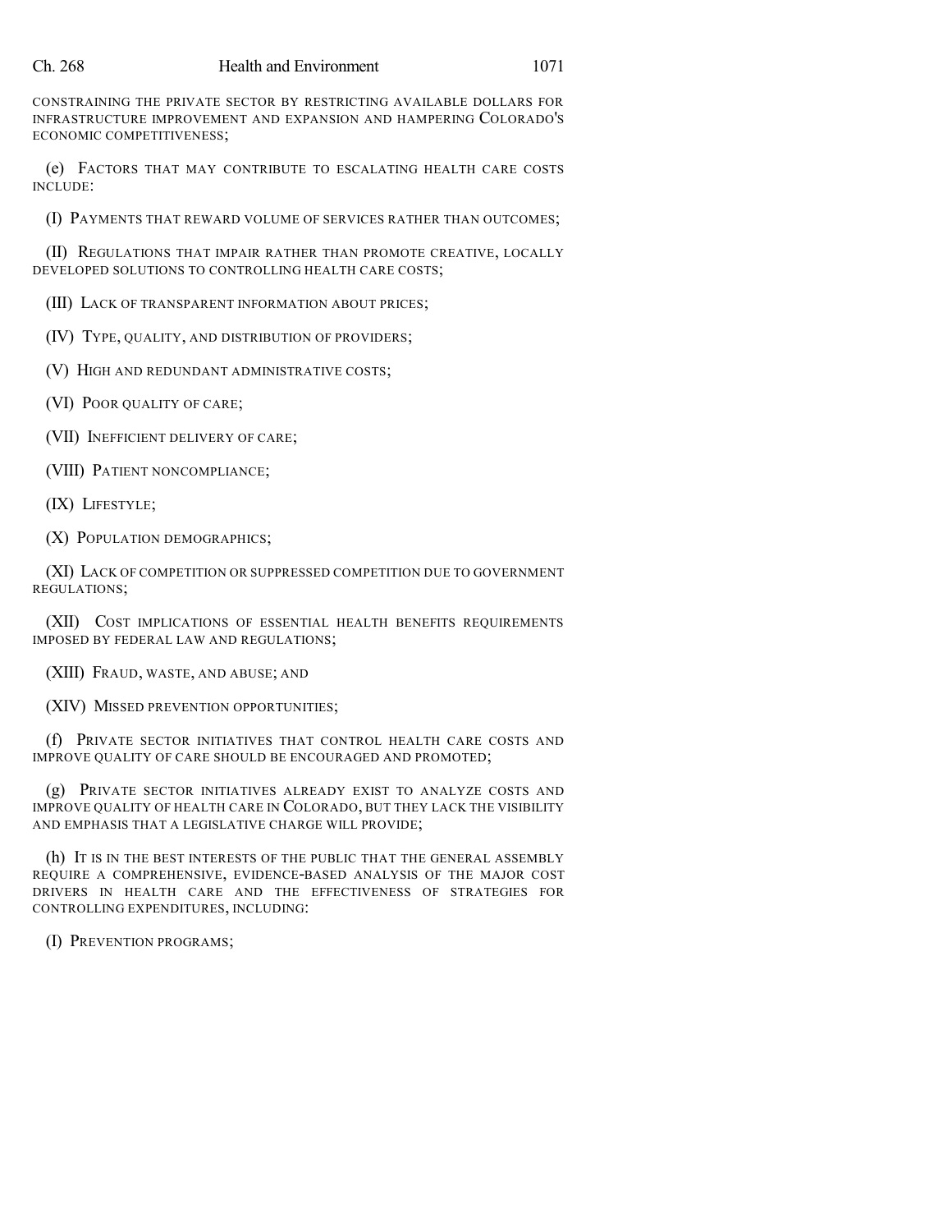CONSTRAINING THE PRIVATE SECTOR BY RESTRICTING AVAILABLE DOLLARS FOR INFRASTRUCTURE IMPROVEMENT AND EXPANSION AND HAMPERING COLORADO'S ECONOMIC COMPETITIVENESS;

(e) FACTORS THAT MAY CONTRIBUTE TO ESCALATING HEALTH CARE COSTS INCLUDE:

(I) PAYMENTS THAT REWARD VOLUME OF SERVICES RATHER THAN OUTCOMES;

(II) REGULATIONS THAT IMPAIR RATHER THAN PROMOTE CREATIVE, LOCALLY DEVELOPED SOLUTIONS TO CONTROLLING HEALTH CARE COSTS;

(III) LACK OF TRANSPARENT INFORMATION ABOUT PRICES;

(IV) TYPE, QUALITY, AND DISTRIBUTION OF PROVIDERS;

(V) HIGH AND REDUNDANT ADMINISTRATIVE COSTS;

(VI) POOR QUALITY OF CARE;

(VII) INEFFICIENT DELIVERY OF CARE;

(VIII) PATIENT NONCOMPLIANCE;

(IX) LIFESTYLE;

(X) POPULATION DEMOGRAPHICS;

(XI) LACK OF COMPETITION OR SUPPRESSED COMPETITION DUE TO GOVERNMENT REGULATIONS;

(XII) COST IMPLICATIONS OF ESSENTIAL HEALTH BENEFITS REQUIREMENTS IMPOSED BY FEDERAL LAW AND REGULATIONS;

(XIII) FRAUD, WASTE, AND ABUSE; AND

(XIV) MISSED PREVENTION OPPORTUNITIES;

(f) PRIVATE SECTOR INITIATIVES THAT CONTROL HEALTH CARE COSTS AND IMPROVE QUALITY OF CARE SHOULD BE ENCOURAGED AND PROMOTED;

(g) PRIVATE SECTOR INITIATIVES ALREADY EXIST TO ANALYZE COSTS AND IMPROVE QUALITY OF HEALTH CARE IN COLORADO, BUT THEY LACK THE VISIBILITY AND EMPHASIS THAT A LEGISLATIVE CHARGE WILL PROVIDE;

(h) IT IS IN THE BEST INTERESTS OF THE PUBLIC THAT THE GENERAL ASSEMBLY REQUIRE A COMPREHENSIVE, EVIDENCE-BASED ANALYSIS OF THE MAJOR COST DRIVERS IN HEALTH CARE AND THE EFFECTIVENESS OF STRATEGIES FOR CONTROLLING EXPENDITURES, INCLUDING:

(I) PREVENTION PROGRAMS;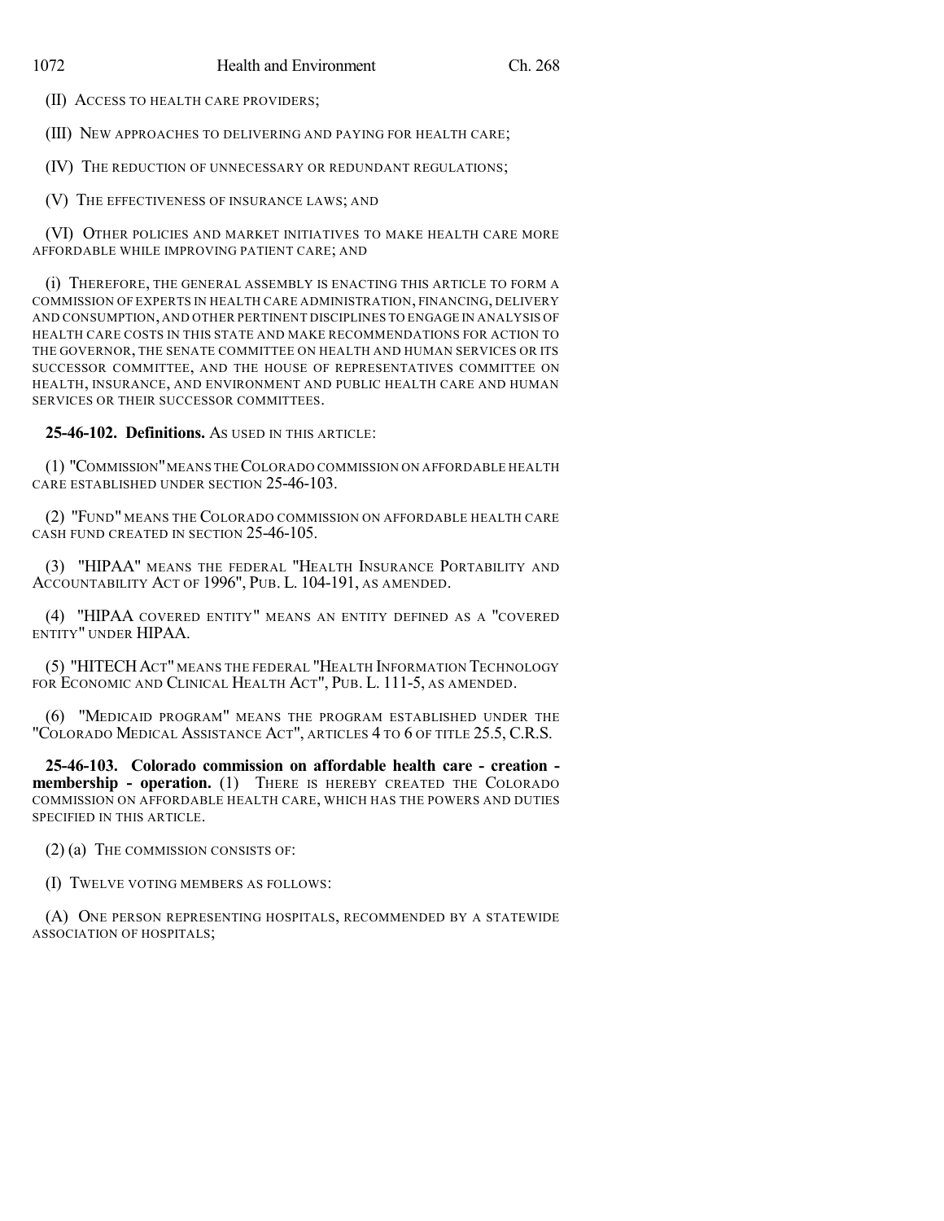(II) ACCESS TO HEALTH CARE PROVIDERS;

(III) NEW APPROACHES TO DELIVERING AND PAYING FOR HEALTH CARE;

(IV) THE REDUCTION OF UNNECESSARY OR REDUNDANT REGULATIONS;

(V) THE EFFECTIVENESS OF INSURANCE LAWS; AND

(VI) OTHER POLICIES AND MARKET INITIATIVES TO MAKE HEALTH CARE MORE AFFORDABLE WHILE IMPROVING PATIENT CARE; AND

(i) THEREFORE, THE GENERAL ASSEMBLY IS ENACTING THIS ARTICLE TO FORM A COMMISSION OF EXPERTS IN HEALTH CARE ADMINISTRATION, FINANCING, DELIVERY AND CONSUMPTION, AND OTHER PERTINENT DISCIPLINES TO ENGAGE IN ANALYSIS OF HEALTH CARE COSTS IN THIS STATE AND MAKE RECOMMENDATIONS FOR ACTION TO THE GOVERNOR, THE SENATE COMMITTEE ON HEALTH AND HUMAN SERVICES OR ITS SUCCESSOR COMMITTEE, AND THE HOUSE OF REPRESENTATIVES COMMITTEE ON HEALTH, INSURANCE, AND ENVIRONMENT AND PUBLIC HEALTH CARE AND HUMAN SERVICES OR THEIR SUCCESSOR COMMITTEES.

**25-46-102. Definitions.** AS USED IN THIS ARTICLE:

(1) "COMMISSION" MEANS THE COLORADO COMMISSION ON AFFORDABLE HEALTH CARE ESTABLISHED UNDER SECTION 25-46-103.

(2) "FUND" MEANS THE COLORADO COMMISSION ON AFFORDABLE HEALTH CARE CASH FUND CREATED IN SECTION 25-46-105.

(3) "HIPAA" MEANS THE FEDERAL "HEALTH INSURANCE PORTABILITY AND ACCOUNTABILITY ACT OF 1996", PUB. L. 104-191, AS AMENDED.

(4) "HIPAA COVERED ENTITY" MEANS AN ENTITY DEFINED AS A "COVERED ENTITY" UNDER HIPAA.

(5) "HITECH ACT" MEANS THE FEDERAL "HEALTH INFORMATION TECHNOLOGY FOR ECONOMIC AND CLINICAL HEALTH ACT", PUB. L. 111-5, AS AMENDED.

(6) "MEDICAID PROGRAM" MEANS THE PROGRAM ESTABLISHED UNDER THE "COLORADO MEDICAL ASSISTANCE ACT", ARTICLES 4 TO 6 OF TITLE 25.5, C.R.S.

**25-46-103. Colorado commission on affordable health care - creation - membership - operation.** (1) THERE IS HEREBY CREATED THE COLORADO COMMISSION ON AFFORDABLE HEALTH CARE, WHICH HAS THE POWERS AND DUTIES SPECIFIED IN THIS ARTICLE.

(2) (a) THE COMMISSION CONSISTS OF:

(I) TWELVE VOTING MEMBERS AS FOLLOWS:

(A) ONE PERSON REPRESENTING HOSPITALS, RECOMMENDED BY A STATEWIDE ASSOCIATION OF HOSPITALS;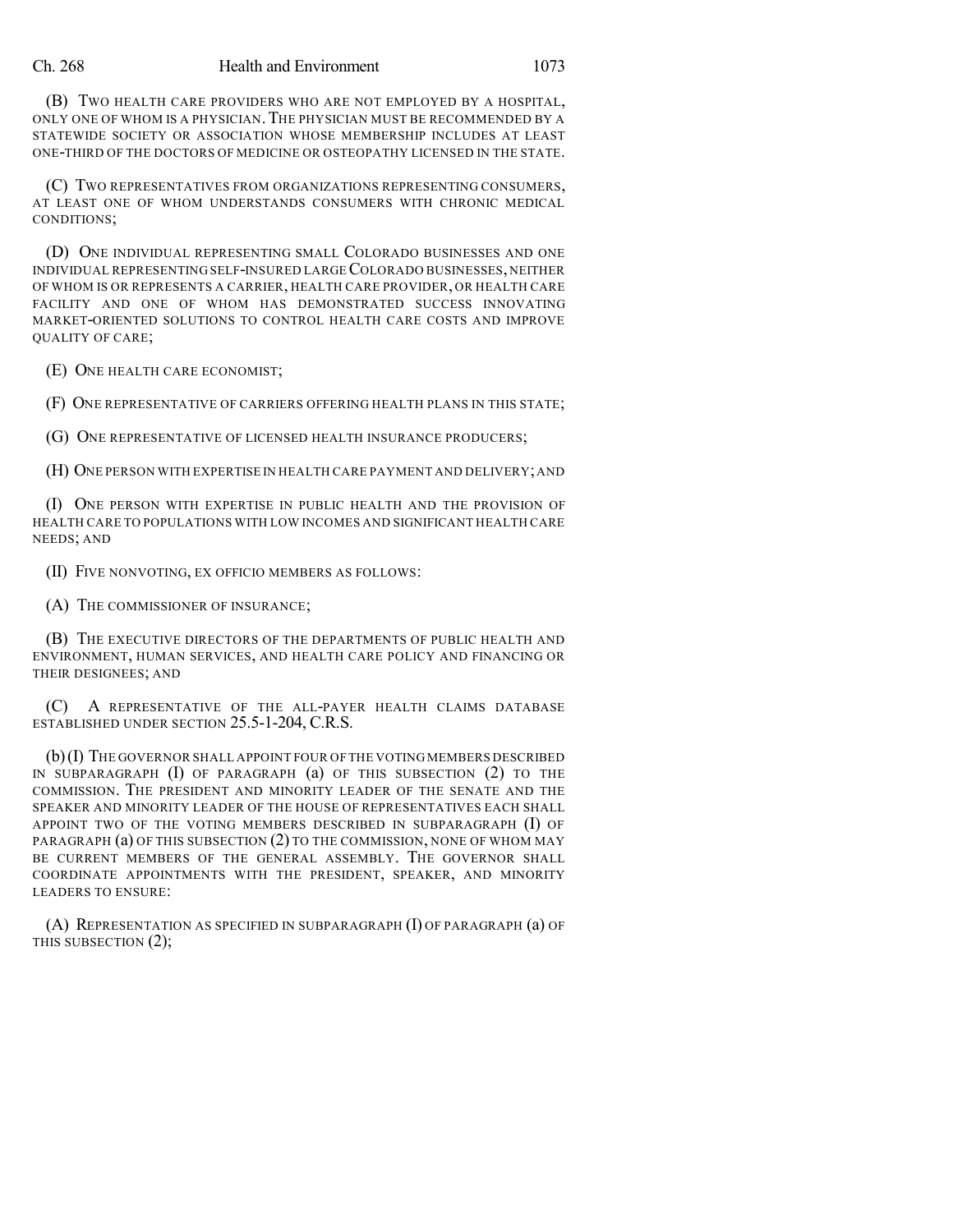(B) TWO HEALTH CARE PROVIDERS WHO ARE NOT EMPLOYED BY A HOSPITAL, ONLY ONE OF WHOM IS A PHYSICIAN. THE PHYSICIAN MUST BE RECOMMENDED BY A STATEWIDE SOCIETY OR ASSOCIATION WHOSE MEMBERSHIP INCLUDES AT LEAST ONE-THIRD OF THE DOCTORS OF MEDICINE OR OSTEOPATHY LICENSED IN THE STATE.

(C) TWO REPRESENTATIVES FROM ORGANIZATIONS REPRESENTING CONSUMERS, AT LEAST ONE OF WHOM UNDERSTANDS CONSUMERS WITH CHRONIC MEDICAL CONDITIONS;

(D) ONE INDIVIDUAL REPRESENTING SMALL COLORADO BUSINESSES AND ONE INDIVIDUAL REPRESENTING SELF-INSURED LARGE COLORADO BUSINESSES, NEITHER OF WHOM IS OR REPRESENTS A CARRIER, HEALTH CARE PROVIDER, OR HEALTH CARE FACILITY AND ONE OF WHOM HAS DEMONSTRATED SUCCESS INNOVATING MARKET-ORIENTED SOLUTIONS TO CONTROL HEALTH CARE COSTS AND IMPROVE QUALITY OF CARE;

(E) ONE HEALTH CARE ECONOMIST;

(F) ONE REPRESENTATIVE OF CARRIERS OFFERING HEALTH PLANS IN THIS STATE;

(G) ONE REPRESENTATIVE OF LICENSED HEALTH INSURANCE PRODUCERS;

(H) ONE PERSON WITH EXPERTISE IN HEALTH CARE PAYMENT AND DELIVERY; AND

(I) ONE PERSON WITH EXPERTISE IN PUBLIC HEALTH AND THE PROVISION OF HEALTH CARE TO POPULATIONS WITH LOW INCOMES AND SIGNIFICANT HEALTH CARE NEEDS; AND

(II) FIVE NONVOTING, EX OFFICIO MEMBERS AS FOLLOWS:

(A) THE COMMISSIONER OF INSURANCE;

(B) THE EXECUTIVE DIRECTORS OF THE DEPARTMENTS OF PUBLIC HEALTH AND ENVIRONMENT, HUMAN SERVICES, AND HEALTH CARE POLICY AND FINANCING OR THEIR DESIGNEES; AND

(C) A REPRESENTATIVE OF THE ALL-PAYER HEALTH CLAIMS DATABASE ESTABLISHED UNDER SECTION 25.5-1-204, C.R.S.

(b) (I) THE GOVERNOR SHALL APPOINT FOUR OF THE VOTING MEMBERS DESCRIBED IN SUBPARAGRAPH (I) OF PARAGRAPH (a) OF THIS SUBSECTION (2) TO THE COMMISSION. THE PRESIDENT AND MINORITY LEADER OF THE SENATE AND THE SPEAKER AND MINORITY LEADER OF THE HOUSE OF REPRESENTATIVES EACH SHALL APPOINT TWO OF THE VOTING MEMBERS DESCRIBED IN SUBPARAGRAPH (I) OF PARAGRAPH (a) OF THIS SUBSECTION (2) TO THE COMMISSION, NONE OF WHOM MAY BE CURRENT MEMBERS OF THE GENERAL ASSEMBLY. THE GOVERNOR SHALL COORDINATE APPOINTMENTS WITH THE PRESIDENT, SPEAKER, AND MINORITY LEADERS TO ENSURE:

(A) REPRESENTATION AS SPECIFIED IN SUBPARAGRAPH (I) OF PARAGRAPH (a) OF THIS SUBSECTION (2);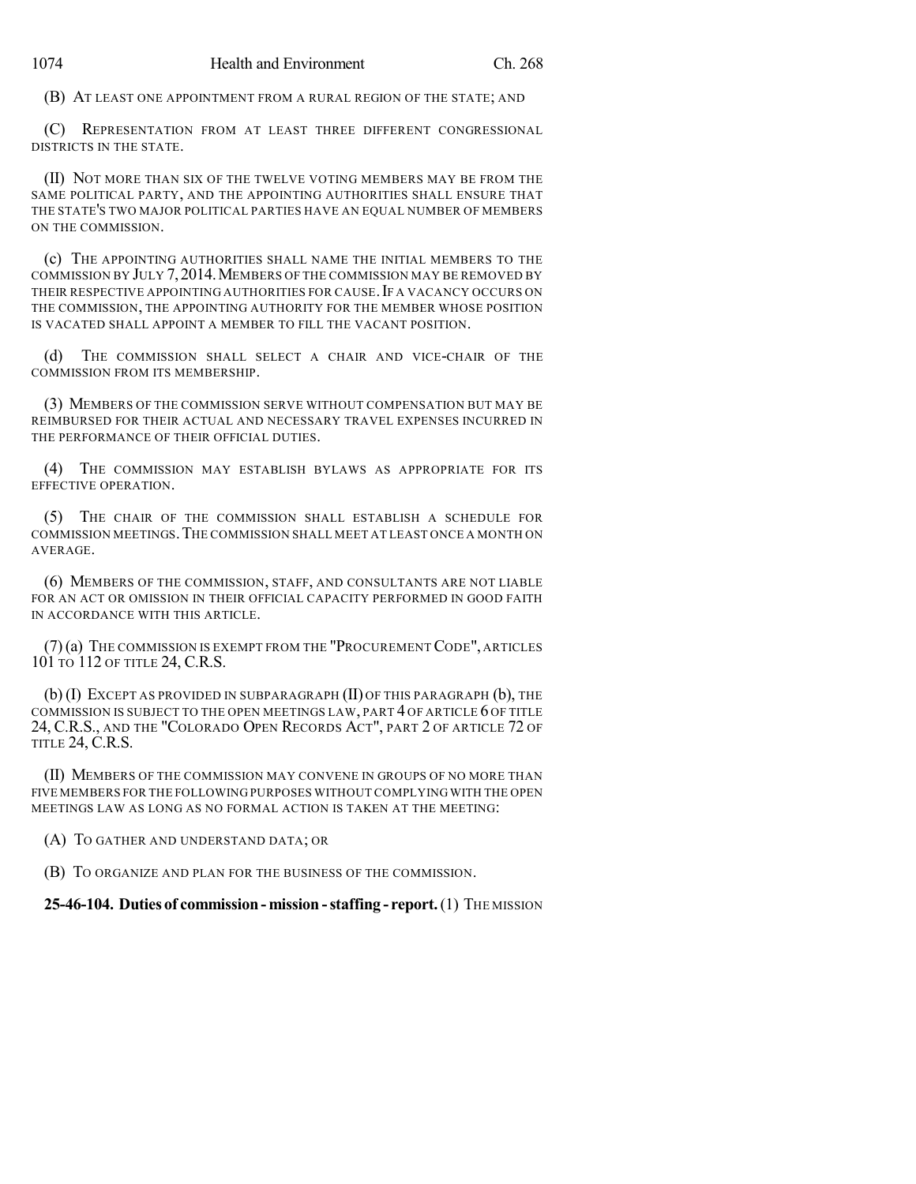(B) AT LEAST ONE APPOINTMENT FROM A RURAL REGION OF THE STATE; AND

(C) REPRESENTATION FROM AT LEAST THREE DIFFERENT CONGRESSIONAL DISTRICTS IN THE STATE.

(II) NOT MORE THAN SIX OF THE TWELVE VOTING MEMBERS MAY BE FROM THE SAME POLITICAL PARTY, AND THE APPOINTING AUTHORITIES SHALL ENSURE THAT THE STATE'S TWO MAJOR POLITICAL PARTIES HAVE AN EQUAL NUMBER OF MEMBERS ON THE COMMISSION.

(c) THE APPOINTING AUTHORITIES SHALL NAME THE INITIAL MEMBERS TO THE COMMISSION BY JULY 7, 2014. MEMBERS OF THE COMMISSION MAY BE REMOVED BY THEIR RESPECTIVE APPOINTING AUTHORITIES FOR CAUSE. IF A VACANCY OCCURS ON THE COMMISSION, THE APPOINTING AUTHORITY FOR THE MEMBER WHOSE POSITION IS VACATED SHALL APPOINT A MEMBER TO FILL THE VACANT POSITION.

(d) THE COMMISSION SHALL SELECT A CHAIR AND VICE-CHAIR OF THE COMMISSION FROM ITS MEMBERSHIP.

(3) MEMBERS OF THE COMMISSION SERVE WITHOUT COMPENSATION BUT MAY BE REIMBURSED FOR THEIR ACTUAL AND NECESSARY TRAVEL EXPENSES INCURRED IN THE PERFORMANCE OF THEIR OFFICIAL DUTIES.

(4) THE COMMISSION MAY ESTABLISH BYLAWS AS APPROPRIATE FOR ITS EFFECTIVE OPERATION.

(5) THE CHAIR OF THE COMMISSION SHALL ESTABLISH A SCHEDULE FOR COMMISSION MEETINGS. THE COMMISSION SHALL MEET AT LEAST ONCE A MONTH ON AVERAGE.

(6) MEMBERS OF THE COMMISSION, STAFF, AND CONSULTANTS ARE NOT LIABLE FOR AN ACT OR OMISSION IN THEIR OFFICIAL CAPACITY PERFORMED IN GOOD FAITH IN ACCORDANCE WITH THIS ARTICLE.

(7) (a) THE COMMISSION IS EXEMPT FROM THE "PROCUREMENT CODE", ARTICLES 101 TO 112 OF TITLE 24, C.R.S.

(b) (I) EXCEPT AS PROVIDED IN SUBPARAGRAPH (II) OF THIS PARAGRAPH (b), THE COMMISSION IS SUBJECT TO THE OPEN MEETINGS LAW, PART 4 OF ARTICLE 6 OF TITLE 24, C.R.S., AND THE "COLORADO OPEN RECORDS ACT", PART 2 OF ARTICLE 72 OF TITLE 24, C.R.S.

(II) MEMBERS OF THE COMMISSION MAY CONVENE IN GROUPS OF NO MORE THAN FIVE MEMBERS FOR THE FOLLOWING PURPOSES WITHOUT COMPLYING WITH THE OPEN MEETINGS LAW AS LONG AS NO FORMAL ACTION IS TAKEN AT THE MEETING:

(A) TO GATHER AND UNDERSTAND DATA; OR

(B) TO ORGANIZE AND PLAN FOR THE BUSINESS OF THE COMMISSION.

**25-46-104. Duties of commission - mission - staffing - report.** (1) THE MISSION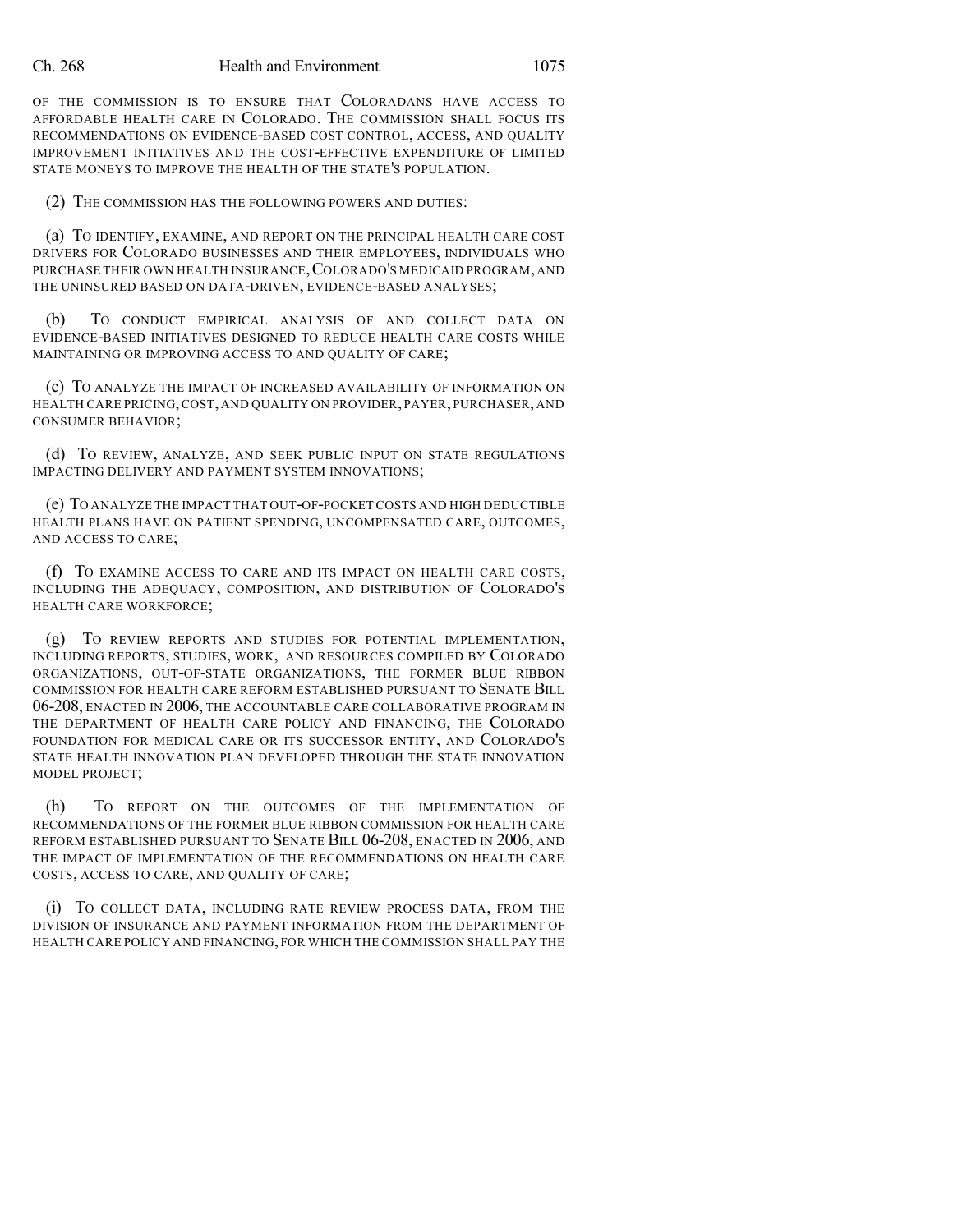OF THE COMMISSION IS TO ENSURE THAT COLORADANS HAVE ACCESS TO AFFORDABLE HEALTH CARE IN COLORADO. THE COMMISSION SHALL FOCUS ITS RECOMMENDATIONS ON EVIDENCE-BASED COST CONTROL, ACCESS, AND QUALITY IMPROVEMENT INITIATIVES AND THE COST-EFFECTIVE EXPENDITURE OF LIMITED STATE MONEYS TO IMPROVE THE HEALTH OF THE STATE'S POPULATION.

(2) THE COMMISSION HAS THE FOLLOWING POWERS AND DUTIES:

(a) TO IDENTIFY, EXAMINE, AND REPORT ON THE PRINCIPAL HEALTH CARE COST DRIVERS FOR COLORADO BUSINESSES AND THEIR EMPLOYEES, INDIVIDUALS WHO PURCHASE THEIR OWN HEALTH INSURANCE, COLORADO'S MEDICAID PROGRAM, AND THE UNINSURED BASED ON DATA-DRIVEN, EVIDENCE-BASED ANALYSES;

(b) TO CONDUCT EMPIRICAL ANALYSIS OF AND COLLECT DATA ON EVIDENCE-BASED INITIATIVES DESIGNED TO REDUCE HEALTH CARE COSTS WHILE MAINTAINING OR IMPROVING ACCESS TO AND QUALITY OF CARE;

(c) TO ANALYZE THE IMPACT OF INCREASED AVAILABILITY OF INFORMATION ON HEALTH CARE PRICING, COST, AND QUALITY ON PROVIDER, PAYER, PURCHASER, AND CONSUMER BEHAVIOR;

(d) TO REVIEW, ANALYZE, AND SEEK PUBLIC INPUT ON STATE REGULATIONS IMPACTING DELIVERY AND PAYMENT SYSTEM INNOVATIONS;

(e) TO ANALYZE THE IMPACT THAT OUT-OF-POCKET COSTS AND HIGH DEDUCTIBLE HEALTH PLANS HAVE ON PATIENT SPENDING, UNCOMPENSATED CARE, OUTCOMES, AND ACCESS TO CARE;

(f) TO EXAMINE ACCESS TO CARE AND ITS IMPACT ON HEALTH CARE COSTS, INCLUDING THE ADEQUACY, COMPOSITION, AND DISTRIBUTION OF COLORADO'S HEALTH CARE WORKFORCE;

(g) TO REVIEW REPORTS AND STUDIES FOR POTENTIAL IMPLEMENTATION, INCLUDING REPORTS, STUDIES, WORK, AND RESOURCES COMPILED BY COLORADO ORGANIZATIONS, OUT-OF-STATE ORGANIZATIONS, THE FORMER BLUE RIBBON COMMISSION FOR HEALTH CARE REFORM ESTABLISHED PURSUANT TO SENATE BILL 06-208, ENACTED IN 2006, THE ACCOUNTABLE CARE COLLABORATIVE PROGRAM IN THE DEPARTMENT OF HEALTH CARE POLICY AND FINANCING, THE COLORADO FOUNDATION FOR MEDICAL CARE OR ITS SUCCESSOR ENTITY, AND COLORADO'S STATE HEALTH INNOVATION PLAN DEVELOPED THROUGH THE STATE INNOVATION MODEL PROJECT;

(h) TO REPORT ON THE OUTCOMES OF THE IMPLEMENTATION OF RECOMMENDATIONS OF THE FORMER BLUE RIBBON COMMISSION FOR HEALTH CARE REFORM ESTABLISHED PURSUANT TO SENATE BILL 06-208, ENACTED IN 2006, AND THE IMPACT OF IMPLEMENTATION OF THE RECOMMENDATIONS ON HEALTH CARE COSTS, ACCESS TO CARE, AND QUALITY OF CARE;

(i) TO COLLECT DATA, INCLUDING RATE REVIEW PROCESS DATA, FROM THE DIVISION OF INSURANCE AND PAYMENT INFORMATION FROM THE DEPARTMENT OF HEALTH CARE POLICY AND FINANCING, FOR WHICH THE COMMISSION SHALL PAY THE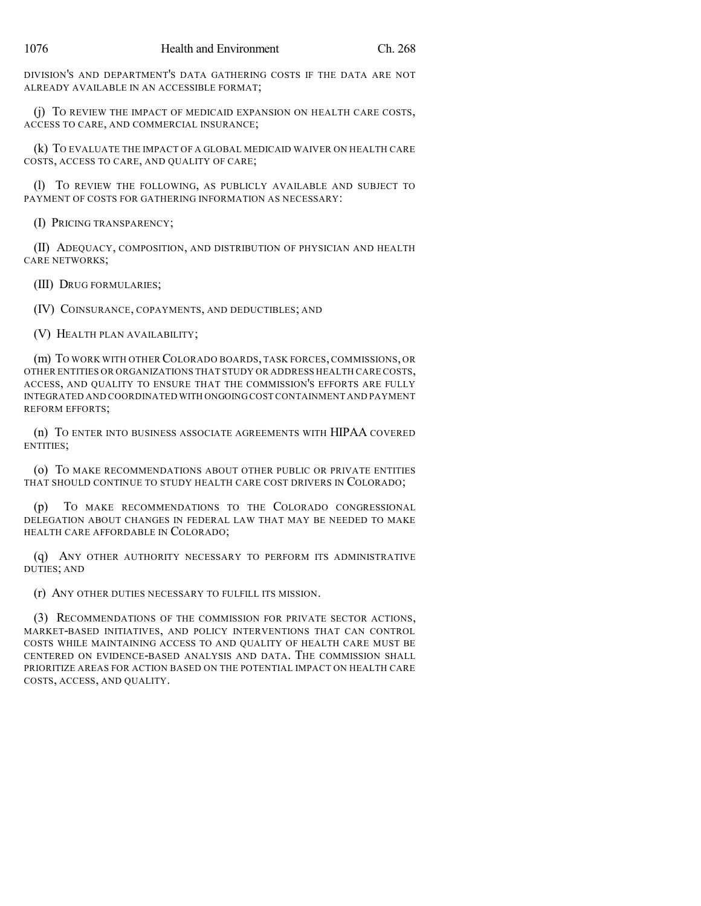DIVISION'S AND DEPARTMENT'S DATA GATHERING COSTS IF THE DATA ARE NOT ALREADY AVAILABLE IN AN ACCESSIBLE FORMAT;

(j) TO REVIEW THE IMPACT OF MEDICAID EXPANSION ON HEALTH CARE COSTS, ACCESS TO CARE, AND COMMERCIAL INSURANCE;

(k) TO EVALUATE THE IMPACT OF A GLOBAL MEDICAID WAIVER ON HEALTH CARE COSTS, ACCESS TO CARE, AND QUALITY OF CARE;

(l) TO REVIEW THE FOLLOWING, AS PUBLICLY AVAILABLE AND SUBJECT TO PAYMENT OF COSTS FOR GATHERING INFORMATION AS NECESSARY:

(I) PRICING TRANSPARENCY;

(II) ADEQUACY, COMPOSITION, AND DISTRIBUTION OF PHYSICIAN AND HEALTH CARE NETWORKS;

(III) DRUG FORMULARIES;

(IV) COINSURANCE, COPAYMENTS, AND DEDUCTIBLES; AND

(V) HEALTH PLAN AVAILABILITY;

(m) TO WORK WITH OTHER COLORADO BOARDS, TASK FORCES, COMMISSIONS, OR OTHER ENTITIES OR ORGANIZATIONS THAT STUDY OR ADDRESS HEALTH CARE COSTS, ACCESS, AND QUALITY TO ENSURE THAT THE COMMISSION'S EFFORTS ARE FULLY INTEGRATED AND COORDINATED WITH ONGOING COST CONTAINMENT AND PAYMENT REFORM EFFORTS;

(n) TO ENTER INTO BUSINESS ASSOCIATE AGREEMENTS WITH HIPAA COVERED ENTITIES;

(o) TO MAKE RECOMMENDATIONS ABOUT OTHER PUBLIC OR PRIVATE ENTITIES THAT SHOULD CONTINUE TO STUDY HEALTH CARE COST DRIVERS IN COLORADO;

(p) TO MAKE RECOMMENDATIONS TO THE COLORADO CONGRESSIONAL DELEGATION ABOUT CHANGES IN FEDERAL LAW THAT MAY BE NEEDED TO MAKE HEALTH CARE AFFORDABLE IN COLORADO;

(q) ANY OTHER AUTHORITY NECESSARY TO PERFORM ITS ADMINISTRATIVE DUTIES; AND

(r) ANY OTHER DUTIES NECESSARY TO FULFILL ITS MISSION.

(3) RECOMMENDATIONS OF THE COMMISSION FOR PRIVATE SECTOR ACTIONS, MARKET-BASED INITIATIVES, AND POLICY INTERVENTIONS THAT CAN CONTROL COSTS WHILE MAINTAINING ACCESS TO AND QUALITY OF HEALTH CARE MUST BE CENTERED ON EVIDENCE-BASED ANALYSIS AND DATA. THE COMMISSION SHALL PRIORITIZE AREAS FOR ACTION BASED ON THE POTENTIAL IMPACT ON HEALTH CARE COSTS, ACCESS, AND QUALITY.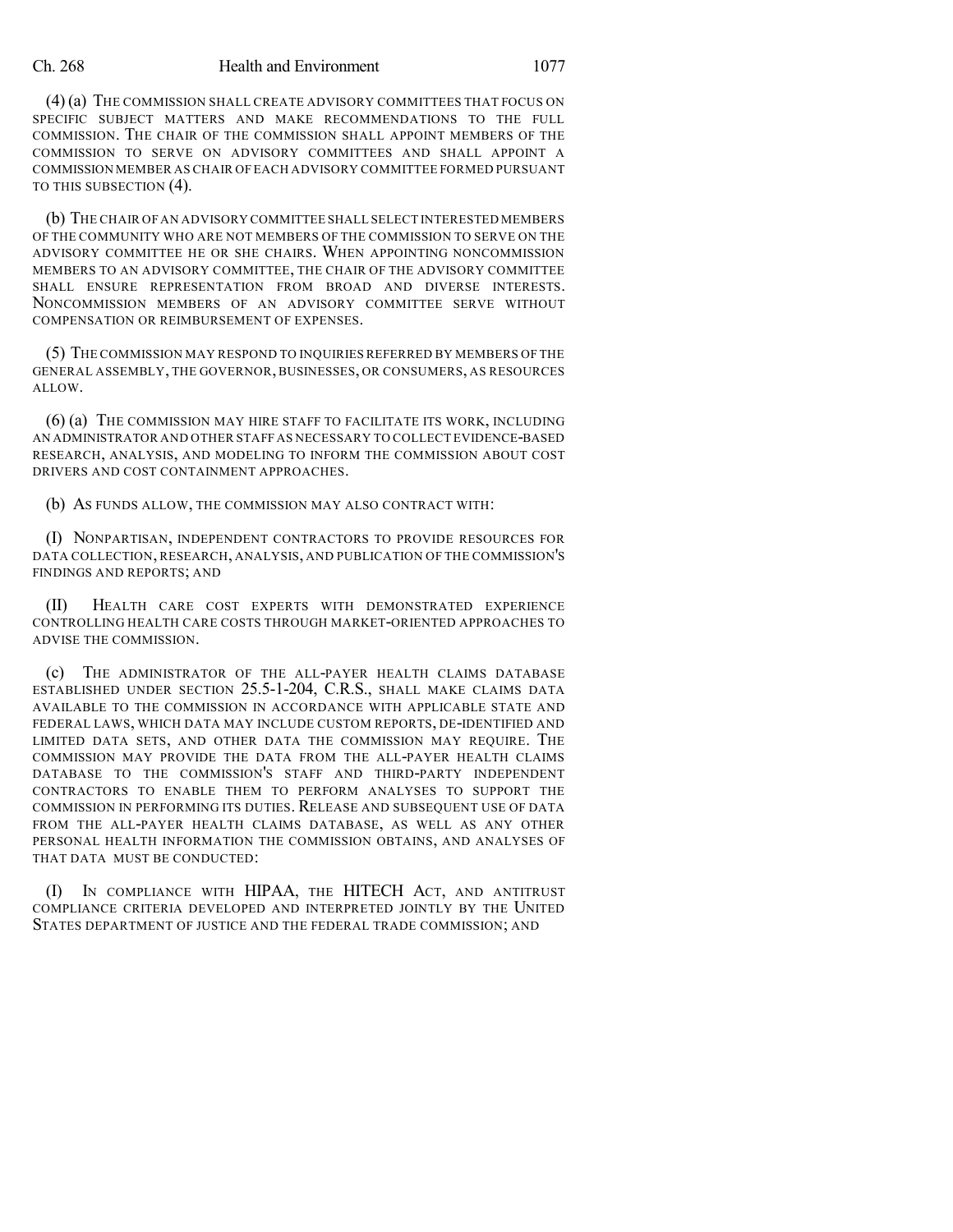(4) (a) THE COMMISSION SHALL CREATE ADVISORY COMMITTEES THAT FOCUS ON SPECIFIC SUBJECT MATTERS AND MAKE RECOMMENDATIONS TO THE FULL COMMISSION. THE CHAIR OF THE COMMISSION SHALL APPOINT MEMBERS OF THE COMMISSION TO SERVE ON ADVISORY COMMITTEES AND SHALL APPOINT A COMMISSION MEMBER AS CHAIR OF EACH ADVISORY COMMITTEE FORMED PURSUANT TO THIS SUBSECTION (4).

(b) THE CHAIR OF AN ADVISORY COMMITTEE SHALL SELECT INTERESTED MEMBERS OF THE COMMUNITY WHO ARE NOT MEMBERS OF THE COMMISSION TO SERVE ON THE ADVISORY COMMITTEE HE OR SHE CHAIRS. WHEN APPOINTING NONCOMMISSION MEMBERS TO AN ADVISORY COMMITTEE, THE CHAIR OF THE ADVISORY COMMITTEE SHALL ENSURE REPRESENTATION FROM BROAD AND DIVERSE INTERESTS. NONCOMMISSION MEMBERS OF AN ADVISORY COMMITTEE SERVE WITHOUT COMPENSATION OR REIMBURSEMENT OF EXPENSES.

(5) THE COMMISSION MAY RESPOND TO INQUIRIES REFERRED BY MEMBERS OF THE GENERAL ASSEMBLY, THE GOVERNOR, BUSINESSES, OR CONSUMERS, AS RESOURCES ALLOW.

(6) (a) THE COMMISSION MAY HIRE STAFF TO FACILITATE ITS WORK, INCLUDING AN ADMINISTRATOR AND OTHER STAFF AS NECESSARY TO COLLECT EVIDENCE-BASED RESEARCH, ANALYSIS, AND MODELING TO INFORM THE COMMISSION ABOUT COST DRIVERS AND COST CONTAINMENT APPROACHES.

(b) AS FUNDS ALLOW, THE COMMISSION MAY ALSO CONTRACT WITH:

(I) NONPARTISAN, INDEPENDENT CONTRACTORS TO PROVIDE RESOURCES FOR DATA COLLECTION, RESEARCH, ANALYSIS, AND PUBLICATION OF THE COMMISSION'S FINDINGS AND REPORTS; AND

(II) HEALTH CARE COST EXPERTS WITH DEMONSTRATED EXPERIENCE CONTROLLING HEALTH CARE COSTS THROUGH MARKET-ORIENTED APPROACHES TO ADVISE THE COMMISSION.

(c) THE ADMINISTRATOR OF THE ALL-PAYER HEALTH CLAIMS DATABASE ESTABLISHED UNDER SECTION 25.5-1-204, C.R.S., SHALL MAKE CLAIMS DATA AVAILABLE TO THE COMMISSION IN ACCORDANCE WITH APPLICABLE STATE AND FEDERAL LAWS, WHICH DATA MAY INCLUDE CUSTOM REPORTS, DE-IDENTIFIED AND LIMITED DATA SETS, AND OTHER DATA THE COMMISSION MAY REQUIRE. THE COMMISSION MAY PROVIDE THE DATA FROM THE ALL-PAYER HEALTH CLAIMS DATABASE TO THE COMMISSION'S STAFF AND THIRD-PARTY INDEPENDENT CONTRACTORS TO ENABLE THEM TO PERFORM ANALYSES TO SUPPORT THE COMMISSION IN PERFORMING ITS DUTIES. RELEASE AND SUBSEQUENT USE OF DATA FROM THE ALL-PAYER HEALTH CLAIMS DATABASE, AS WELL AS ANY OTHER PERSONAL HEALTH INFORMATION THE COMMISSION OBTAINS, AND ANALYSES OF THAT DATA MUST BE CONDUCTED:

(I) IN COMPLIANCE WITH HIPAA, THE HITECH ACT, AND ANTITRUST COMPLIANCE CRITERIA DEVELOPED AND INTERPRETED JOINTLY BY THE UNITED STATES DEPARTMENT OF JUSTICE AND THE FEDERAL TRADE COMMISSION; AND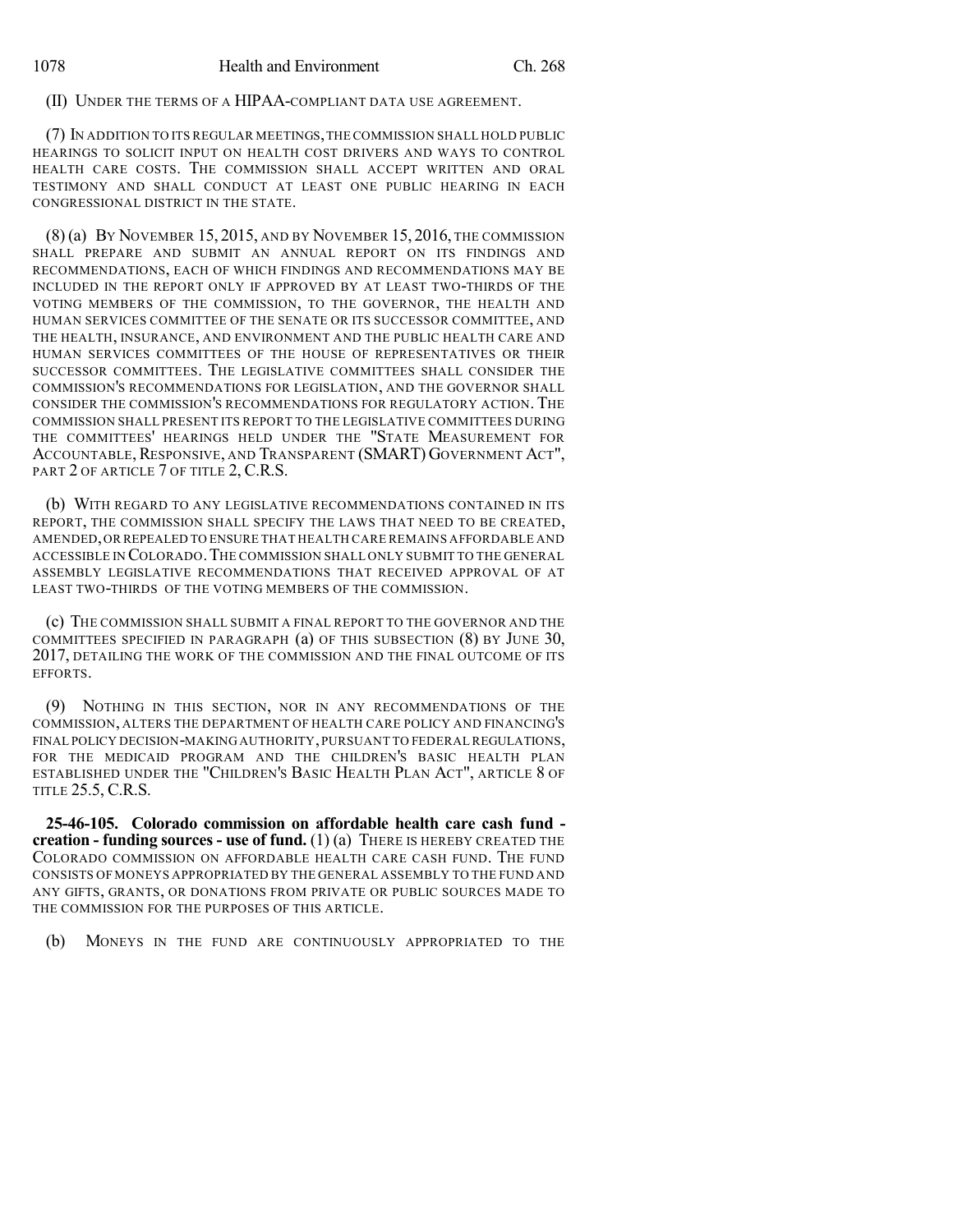(II) UNDER THE TERMS OF A HIPAA-COMPLIANT DATA USE AGREEMENT.

(7) IN ADDITION TO ITS REGULAR MEETINGS, THE COMMISSION SHALL HOLD PUBLIC HEARINGS TO SOLICIT INPUT ON HEALTH COST DRIVERS AND WAYS TO CONTROL HEALTH CARE COSTS. THE COMMISSION SHALL ACCEPT WRITTEN AND ORAL TESTIMONY AND SHALL CONDUCT AT LEAST ONE PUBLIC HEARING IN EACH CONGRESSIONAL DISTRICT IN THE STATE.

(8) (a) BY NOVEMBER 15, 2015, AND BY NOVEMBER 15, 2016, THE COMMISSION SHALL PREPARE AND SUBMIT AN ANNUAL REPORT ON ITS FINDINGS AND RECOMMENDATIONS, EACH OF WHICH FINDINGS AND RECOMMENDATIONS MAY BE INCLUDED IN THE REPORT ONLY IF APPROVED BY AT LEAST TWO-THIRDS OF THE VOTING MEMBERS OF THE COMMISSION, TO THE GOVERNOR, THE HEALTH AND HUMAN SERVICES COMMITTEE OF THE SENATE OR ITS SUCCESSOR COMMITTEE, AND THE HEALTH, INSURANCE, AND ENVIRONMENT AND THE PUBLIC HEALTH CARE AND HUMAN SERVICES COMMITTEES OF THE HOUSE OF REPRESENTATIVES OR THEIR SUCCESSOR COMMITTEES. THE LEGISLATIVE COMMITTEES SHALL CONSIDER THE COMMISSION'S RECOMMENDATIONS FOR LEGISLATION, AND THE GOVERNOR SHALL CONSIDER THE COMMISSION'S RECOMMENDATIONS FOR REGULATORY ACTION. THE COMMISSION SHALL PRESENT ITS REPORT TO THE LEGISLATIVE COMMITTEES DURING THE COMMITTEES' HEARINGS HELD UNDER THE "STATE MEASUREMENT FOR ACCOUNTABLE, RESPONSIVE, AND TRANSPARENT (SMART) GOVERNMENT ACT", PART 2 OF ARTICLE 7 OF TITLE 2, C.R.S.

(b) WITH REGARD TO ANY LEGISLATIVE RECOMMENDATIONS CONTAINED IN ITS REPORT, THE COMMISSION SHALL SPECIFY THE LAWS THAT NEED TO BE CREATED, AMENDED, OR REPEALED TO ENSURE THAT HEALTH CARE REMAINS AFFORDABLE AND ACCESSIBLE IN COLORADO. THE COMMISSION SHALL ONLY SUBMIT TO THE GENERAL ASSEMBLY LEGISLATIVE RECOMMENDATIONS THAT RECEIVED APPROVAL OF AT LEAST TWO-THIRDS OF THE VOTING MEMBERS OF THE COMMISSION.

(c) THE COMMISSION SHALL SUBMIT A FINAL REPORT TO THE GOVERNOR AND THE COMMITTEES SPECIFIED IN PARAGRAPH (a) OF THIS SUBSECTION (8) BY JUNE 30, 2017, DETAILING THE WORK OF THE COMMISSION AND THE FINAL OUTCOME OF ITS EFFORTS.

(9) NOTHING IN THIS SECTION, NOR IN ANY RECOMMENDATIONS OF THE COMMISSION, ALTERS THE DEPARTMENT OF HEALTH CARE POLICY AND FINANCING'S FINAL POLICY DECISION-MAKING AUTHORITY, PURSUANT TO FEDERAL REGULATIONS, FOR THE MEDICAID PROGRAM AND THE CHILDREN'S BASIC HEALTH PLAN ESTABLISHED UNDER THE "CHILDREN'S BASIC HEALTH PLAN ACT", ARTICLE 8 OF TITLE 25.5, C.R.S.

**25-46-105. Colorado commission on affordable health care cash fund - creation - funding sources - use of fund.** (1) (a) THERE IS HEREBY CREATED THE COLORADO COMMISSION ON AFFORDABLE HEALTH CARE CASH FUND. THE FUND CONSISTS OF MONEYS APPROPRIATED BY THE GENERAL ASSEMBLY TO THE FUND AND ANY GIFTS, GRANTS, OR DONATIONS FROM PRIVATE OR PUBLIC SOURCES MADE TO THE COMMISSION FOR THE PURPOSES OF THIS ARTICLE.

(b) MONEYS IN THE FUND ARE CONTINUOUSLY APPROPRIATED TO THE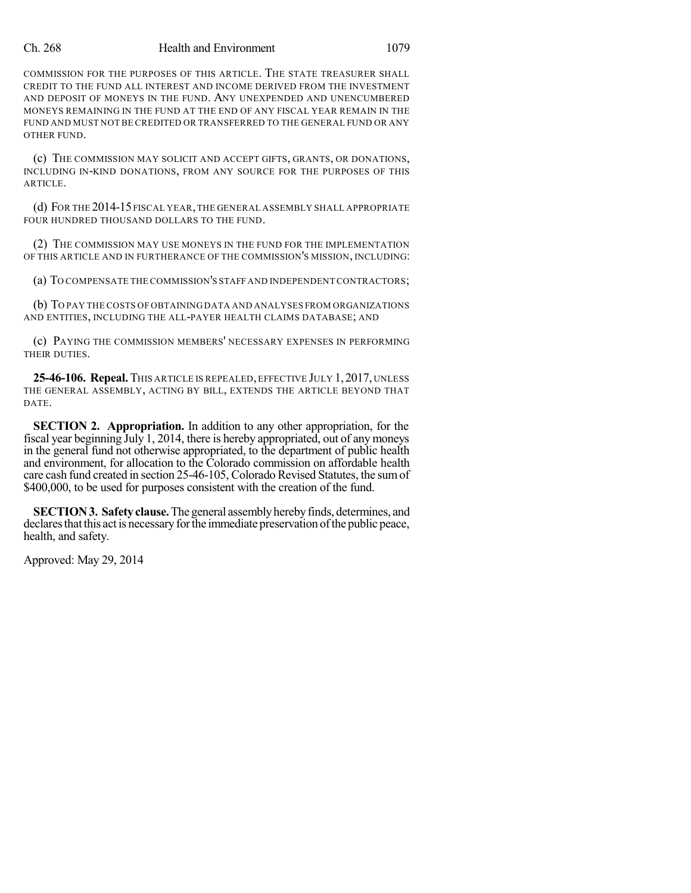COMMISSION FOR THE PURPOSES OF THIS ARTICLE. THE STATE TREASURER SHALL CREDIT TO THE FUND ALL INTEREST AND INCOME DERIVED FROM THE INVESTMENT AND DEPOSIT OF MONEYS IN THE FUND. ANY UNEXPENDED AND UNENCUMBERED MONEYS REMAINING IN THE FUND AT THE END OF ANY FISCAL YEAR REMAIN IN THE FUND AND MUST NOT BE CREDITED OR TRANSFERRED TO THE GENERAL FUND OR ANY OTHER FUND.

(c) THE COMMISSION MAY SOLICIT AND ACCEPT GIFTS, GRANTS, OR DONATIONS, INCLUDING IN-KIND DONATIONS, FROM ANY SOURCE FOR THE PURPOSES OF THIS ARTICLE.

(d) FOR THE 2014-15 FISCAL YEAR, THE GENERAL ASSEMBLY SHALL APPROPRIATE FOUR HUNDRED THOUSAND DOLLARS TO THE FUND.

(2) THE COMMISSION MAY USE MONEYS IN THE FUND FOR THE IMPLEMENTATION OF THIS ARTICLE AND IN FURTHERANCE OF THE COMMISSION'S MISSION, INCLUDING:

(a) TO COMPENSATE THE COMMISSION'S STAFF AND INDEPENDENT CONTRACTORS;

(b) TO PAY THE COSTS OF OBTAINING DATA AND ANALYSES FROM ORGANIZATIONS AND ENTITIES, INCLUDING THE ALL-PAYER HEALTH CLAIMS DATABASE; AND

(c) PAYING THE COMMISSION MEMBERS' NECESSARY EXPENSES IN PERFORMING THEIR DUTIES.

**25-46-106. Repeal.** THIS ARTICLE IS REPEALED, EFFECTIVE JULY 1, 2017, UNLESS THE GENERAL ASSEMBLY, ACTING BY BILL, EXTENDS THE ARTICLE BEYOND THAT DATE.

**SECTION 2. Appropriation.** In addition to any other appropriation, for the fiscal year beginning July 1, 2014, there is hereby appropriated, out of any moneys in the general fund not otherwise appropriated, to the department of public health and environment, for allocation to the Colorado commission on affordable health care cash fund created in section 25-46-105, Colorado Revised Statutes, the sum of $400,000, to be used for purposes consistent with the creation of the fund.

**SECTION 3. Safety clause.** The general assembly hereby finds, determines, and declares that this act is necessary for the immediate preservation of the public peace, health, and safety.

Approved: May 29, 2014